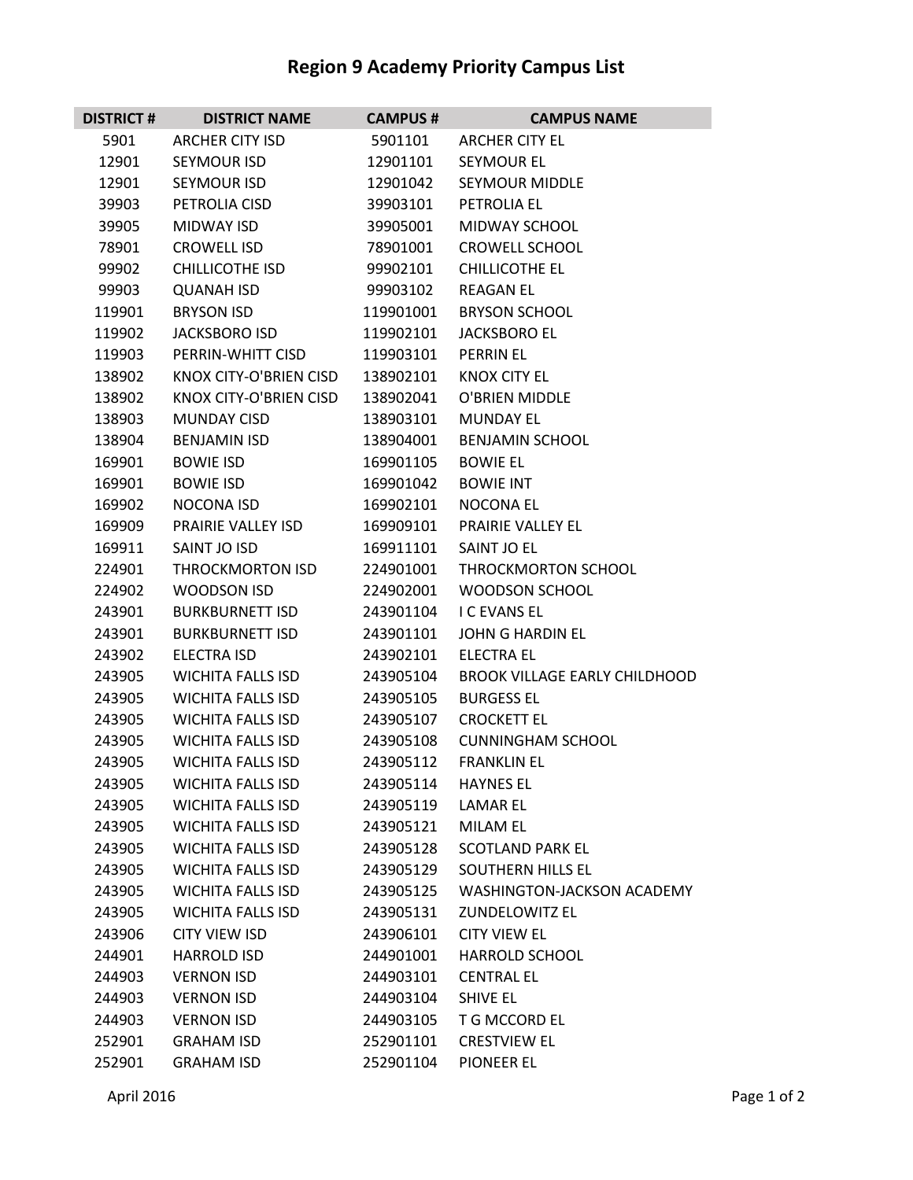# Region 9 Academy Priority Campus List

| DISTRICT # | DISTRICT NAME | CAMPUS # | CAMPUS NAME |
|---|---|---|---|
| 5901 | ARCHER CITY ISD | 5901101 | ARCHER CITY EL |
| 12901 | SEYMOUR ISD | 12901101 | SEYMOUR EL |
| 12901 | SEYMOUR ISD | 12901042 | SEYMOUR MIDDLE |
| 39903 | PETROLIA CISD | 39903101 | PETROLIA EL |
| 39905 | MIDWAY ISD | 39905001 | MIDWAY SCHOOL |
| 78901 | CROWELL ISD | 78901001 | CROWELL SCHOOL |
| 99902 | CHILLICOTHE ISD | 99902101 | CHILLICOTHE EL |
| 99903 | QUANAH ISD | 99903102 | REAGAN EL |
| 119901 | BRYSON ISD | 119901001 | BRYSON SCHOOL |
| 119902 | JACKSBORO ISD | 119902101 | JACKSBORO EL |
| 119903 | PERRIN-WHITT CISD | 119903101 | PERRIN EL |
| 138902 | KNOX CITY-O'BRIEN CISD | 138902101 | KNOX CITY EL |
| 138902 | KNOX CITY-O'BRIEN CISD | 138902041 | O'BRIEN MIDDLE |
| 138903 | MUNDAY CISD | 138903101 | MUNDAY EL |
| 138904 | BENJAMIN ISD | 138904001 | BENJAMIN SCHOOL |
| 169901 | BOWIE ISD | 169901105 | BOWIE EL |
| 169901 | BOWIE ISD | 169901042 | BOWIE INT |
| 169902 | NOCONA ISD | 169902101 | NOCONA EL |
| 169909 | PRAIRIE VALLEY ISD | 169909101 | PRAIRIE VALLEY EL |
| 169911 | SAINT JO ISD | 169911101 | SAINT JO EL |
| 224901 | THROCKMORTON ISD | 224901001 | THROCKMORTON SCHOOL |
| 224902 | WOODSON ISD | 224902001 | WOODSON SCHOOL |
| 243901 | BURKBURNETT ISD | 243901104 | I C EVANS EL |
| 243901 | BURKBURNETT ISD | 243901101 | JOHN G HARDIN EL |
| 243902 | ELECTRA ISD | 243902101 | ELECTRA EL |
| 243905 | WICHITA FALLS ISD | 243905104 | BROOK VILLAGE EARLY CHILDHOOD |
| 243905 | WICHITA FALLS ISD | 243905105 | BURGESS EL |
| 243905 | WICHITA FALLS ISD | 243905107 | CROCKETT EL |
| 243905 | WICHITA FALLS ISD | 243905108 | CUNNINGHAM SCHOOL |
| 243905 | WICHITA FALLS ISD | 243905112 | FRANKLIN EL |
| 243905 | WICHITA FALLS ISD | 243905114 | HAYNES EL |
| 243905 | WICHITA FALLS ISD | 243905119 | LAMAR EL |
| 243905 | WICHITA FALLS ISD | 243905121 | MILAM EL |
| 243905 | WICHITA FALLS ISD | 243905128 | SCOTLAND PARK EL |
| 243905 | WICHITA FALLS ISD | 243905129 | SOUTHERN HILLS EL |
| 243905 | WICHITA FALLS ISD | 243905125 | WASHINGTON-JACKSON ACADEMY |
| 243905 | WICHITA FALLS ISD | 243905131 | ZUNDELOWITZ EL |
| 243906 | CITY VIEW ISD | 243906101 | CITY VIEW EL |
| 244901 | HARROLD ISD | 244901001 | HARROLD SCHOOL |
| 244903 | VERNON ISD | 244903101 | CENTRAL EL |
| 244903 | VERNON ISD | 244903104 | SHIVE EL |
| 244903 | VERNON ISD | 244903105 | T G MCCORD EL |
| 252901 | GRAHAM ISD | 252901101 | CRESTVIEW EL |
| 252901 | GRAHAM ISD | 252901104 | PIONEER EL |

April 2016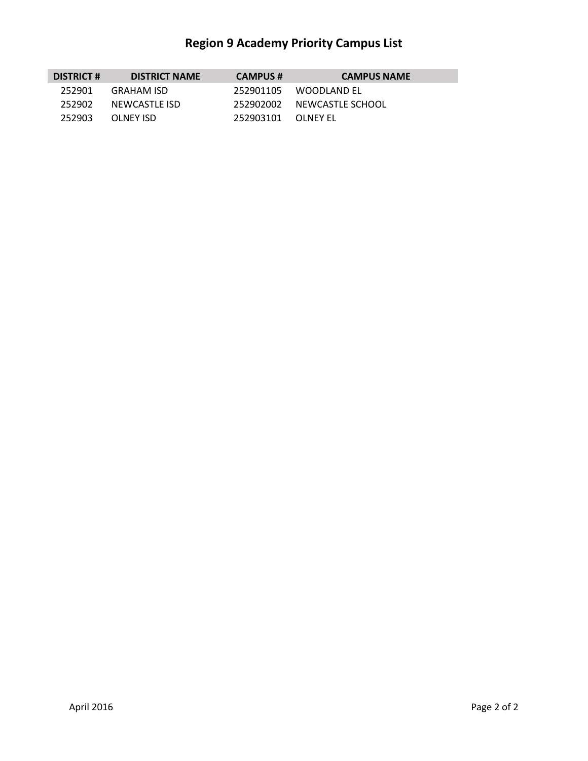# Region 9 Academy Priority Campus List

| DISTRICT # | DISTRICT NAME | CAMPUS # | CAMPUS NAME |
|---|---|---|---|
| 252901 | GRAHAM ISD | 252901105 | WOODLAND EL |
| 252902 | NEWCASTLE ISD | 252902002 | NEWCASTLE SCHOOL |
| 252903 | OLNEY ISD | 252903101 | OLNEY EL |

April 2016